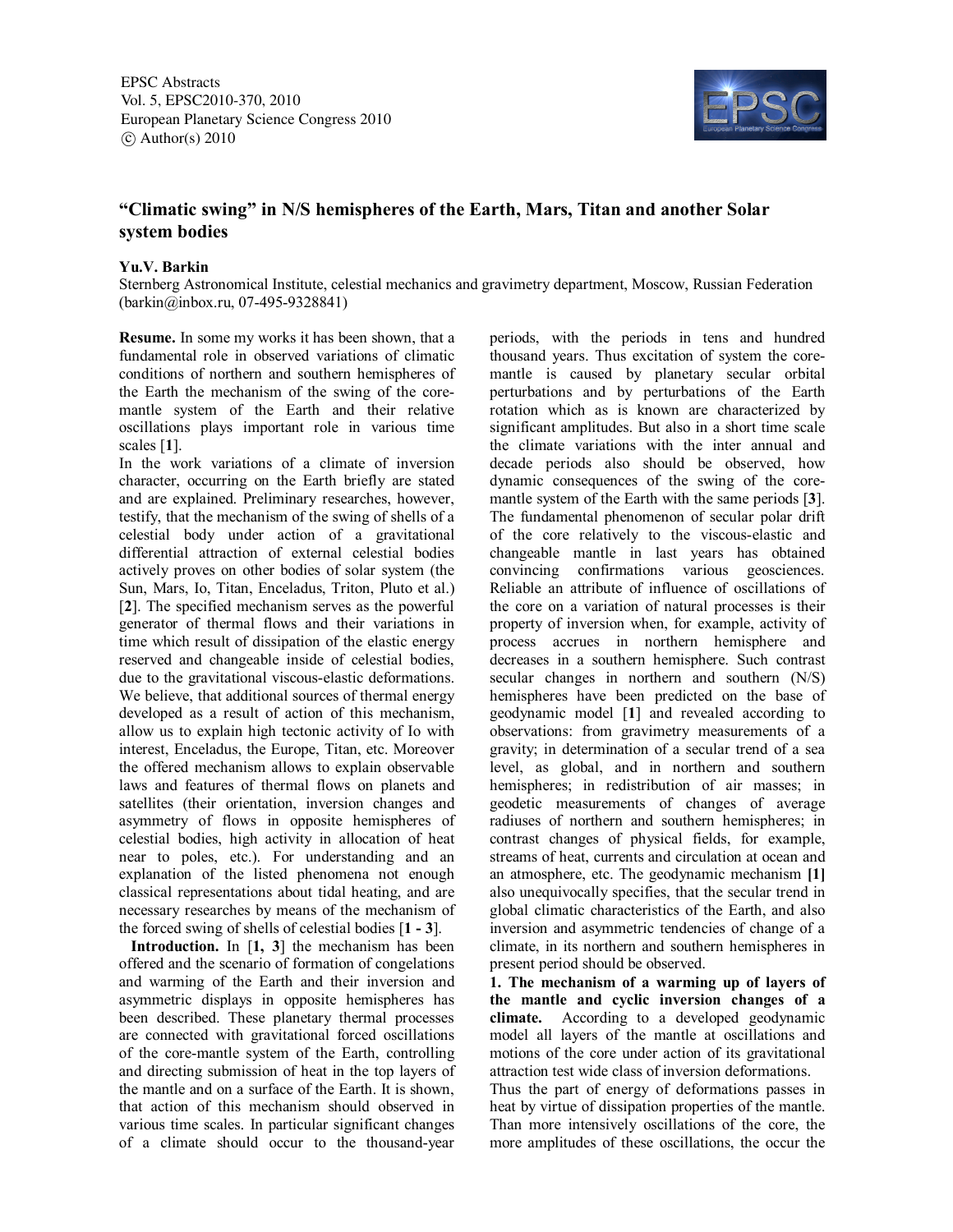EPSC Abstracts
Vol. 5, EPSC2010-370, 2010
European Planetary Science Congress 2010
© Author(s) 2010

# "Climatic swing" in N/S hemispheres of the Earth, Mars, Titan and another Solar system bodies

**Yu.V. Barkin**

Sternberg Astronomical Institute, celestial mechanics and gravimetry department, Moscow, Russian Federation (barkin@inbox.ru, 07-495-9328841)

**Resume.** In some my works it has been shown, that a fundamental role in observed variations of climatic conditions of northern and southern hemispheres of the Earth the mechanism of the swing of the core-mantle system of the Earth and their relative oscillations plays important role in various time scales [**1**].

In the work variations of a climate of inversion character, occurring on the Earth briefly are stated and are explained. Preliminary researches, however, testify, that the mechanism of the swing of shells of a celestial body under action of a gravitational differential attraction of external celestial bodies actively proves on other bodies of solar system (the Sun, Mars, Io, Titan, Enceladus, Triton, Pluto et al.) [**2**]. The specified mechanism serves as the powerful generator of thermal flows and their variations in time which result of dissipation of the elastic energy reserved and changeable inside of celestial bodies, due to the gravitational viscous-elastic deformations. We believe, that additional sources of thermal energy developed as a result of action of this mechanism, allow us to explain high tectonic activity of Io with interest, Enceladus, the Europe, Titan, etc. Moreover the offered mechanism allows to explain observable laws and features of thermal flows on planets and satellites (their orientation, inversion changes and asymmetry of flows in opposite hemispheres of celestial bodies, high activity in allocation of heat near to poles, etc.). For understanding and an explanation of the listed phenomena not enough classical representations about tidal heating, and are necessary researches by means of the mechanism of the forced swing of shells of celestial bodies [**1 - 3**].

**Introduction.** In [**1, 3**] the mechanism has been offered and the scenario of formation of congelations and warming of the Earth and their inversion and asymmetric displays in opposite hemispheres has been described. These planetary thermal processes are connected with gravitational forced oscillations of the core-mantle system of the Earth, controlling and directing submission of heat in the top layers of the mantle and on a surface of the Earth. It is shown, that action of this mechanism should observed in various time scales. In particular significant changes of a climate should occur to the thousand-year periods, with the periods in tens and hundred thousand years. Thus excitation of system the core-mantle is caused by planetary secular orbital perturbations and by perturbations of the Earth rotation which as is known are characterized by significant amplitudes. But also in a short time scale the climate variations with the inter annual and decade periods also should be observed, how dynamic consequences of the swing of the core-mantle system of the Earth with the same periods [**3**]. The fundamental phenomenon of secular polar drift of the core relatively to the viscous-elastic and changeable mantle in last years has obtained convincing confirmations various geosciences. Reliable an attribute of influence of oscillations of the core on a variation of natural processes is their property of inversion when, for example, activity of process accrues in northern hemisphere and decreases in a southern hemisphere. Such contrast secular changes in northern and southern (N/S) hemispheres have been predicted on the base of geodynamic model [**1**] and revealed according to observations: from gravimetry measurements of a gravity; in determination of a secular trend of a sea level, as global, and in northern and southern hemispheres; in redistribution of air masses; in geodetic measurements of changes of average radiuses of northern and southern hemispheres; in contrast changes of physical fields, for example, streams of heat, currents and circulation at ocean and an atmosphere, etc. The geodynamic mechanism **[1]** also unequivocally specifies, that the secular trend in global climatic characteristics of the Earth, and also inversion and asymmetric tendencies of change of a climate, in its northern and southern hemispheres in present period should be observed.

**1. The mechanism of a warming up of layers of the mantle and cyclic inversion changes of a climate.** According to a developed geodynamic model all layers of the mantle at oscillations and motions of the core under action of its gravitational attraction test wide class of inversion deformations.

Thus the part of energy of deformations passes in heat by virtue of dissipation properties of the mantle. Than more intensively oscillations of the core, the more amplitudes of these oscillations, the occur the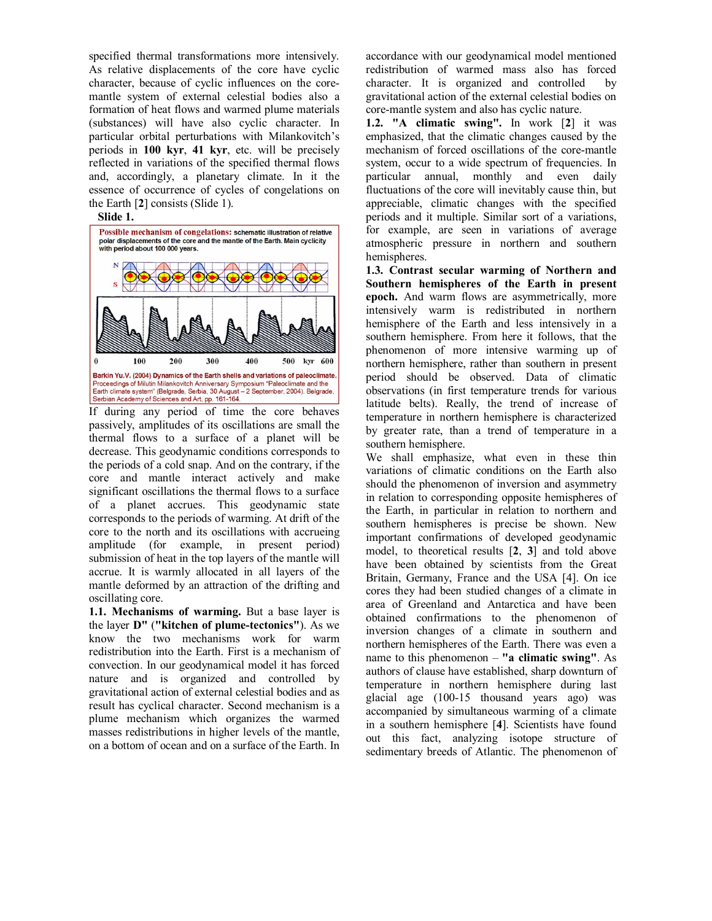specified thermal transformations more intensively. As relative displacements of the core have cyclic character, because of cyclic influences on the core-mantle system of external celestial bodies also a formation of heat flows and warmed plume materials (substances) will have also cyclic character. In particular orbital perturbations with Milankovitch's periods in **100 kyr**, **41 kyr**, etc. will be precisely reflected in variations of the specified thermal flows and, accordingly, a planetary climate. In it the essence of occurrence of cycles of congelations on the Earth [**2**] consists (Slide 1).

**Slide 1.**

**Possible mechanism of congelations:** schematic illustration of relative polar displacements of the core and the mantle of the Earth. Main cyclicity with period about 100 000 years.

Barkin Yu.V. (2004) Dynamics of the Earth shells and variations of paleoclimate. Proceedings of Milutin Milankovitch Anniversary Symposium "Paleoclimate and the Earth climate system" (Belgrade, Serbia, 30 August – 2 September, 2004). Belgrade, Serbian Academy of Sciences and Art, pp. 161-164.

If during any period of time the core behaves passively, amplitudes of its oscillations are small the thermal flows to a surface of a planet will be decrease. This geodynamic conditions corresponds to the periods of a cold snap. And on the contrary, if the core and mantle interact actively and make significant oscillations the thermal flows to a surface of a planet accrues. This geodynamic state corresponds to the periods of warming. At drift of the core to the north and its oscillations with accrueing amplitude (for example, in present period) submission of heat in the top layers of the mantle will accrue. It is warmly allocated in all layers of the mantle deformed by an attraction of the drifting and oscillating core.

**1.1. Mechanisms of warming.** But a base layer is the layer **D"** (**"kitchen of plume-tectonics"**). As we know the two mechanisms work for warm redistribution into the Earth. First is a mechanism of convection. In our geodynamical model it has forced nature and is organized and controlled by gravitational action of external celestial bodies and as result has cyclical character. Second mechanism is a plume mechanism which organizes the warmed masses redistributions in higher levels of the mantle, on a bottom of ocean and on a surface of the Earth. In accordance with our geodynamical model mentioned redistribution of warmed mass also has forced character. It is organized and controlled by gravitational action of the external celestial bodies on core-mantle system and also has cyclic nature.

**1.2. "A climatic swing".** In work [**2**] it was emphasized, that the climatic changes caused by the mechanism of forced oscillations of the core-mantle system, occur to a wide spectrum of frequencies. In particular annual, monthly and even daily fluctuations of the core will inevitably cause thin, but appreciable, climatic changes with the specified periods and it multiple. Similar sort of a variations, for example, are seen in variations of average atmospheric pressure in northern and southern hemispheres.

**1.3. Contrast secular warming of Northern and Southern hemispheres of the Earth in present epoch.** And warm flows are asymmetrically, more intensively warm is redistributed in northern hemisphere of the Earth and less intensively in a southern hemisphere. From here it follows, that the phenomenon of more intensive warming up of northern hemisphere, rather than southern in present period should be observed. Data of climatic observations (in first temperature trends for various latitude belts). Really, the trend of increase of temperature in northern hemisphere is characterized by greater rate, than a trend of temperature in a southern hemisphere.

We shall emphasize, what even in these thin variations of climatic conditions on the Earth also should the phenomenon of inversion and asymmetry in relation to corresponding opposite hemispheres of the Earth, in particular in relation to northern and southern hemispheres is precise be shown. New important confirmations of developed geodynamic model, to theoretical results [**2**, **3**] and told above have been obtained by scientists from the Great Britain, Germany, France and the USA [4]. On ice cores they had been studied changes of a climate in area of Greenland and Antarctica and have been obtained confirmations to the phenomenon of inversion changes of a climate in southern and northern hemispheres of the Earth. There was even a name to this phenomenon – **"a climatic swing"**. As authors of clause have established, sharp downturn of temperature in northern hemisphere during last glacial age (100-15 thousand years ago) was accompanied by simultaneous warming of a climate in a southern hemisphere [**4**]. Scientists have found out this fact, analyzing isotope structure of sedimentary breeds of Atlantic. The phenomenon of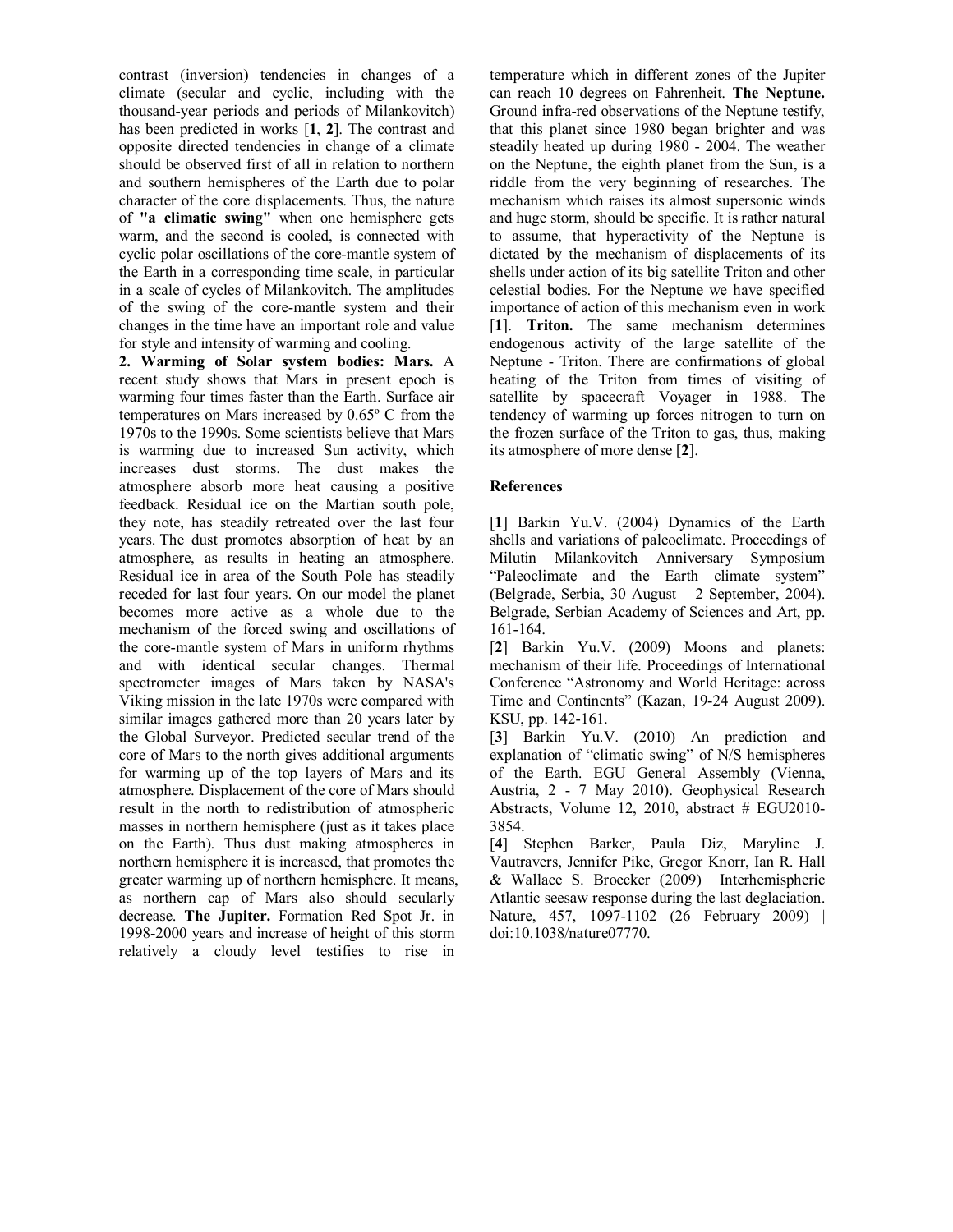contrast (inversion) tendencies in changes of a climate (secular and cyclic, including with the thousand-year periods and periods of Milankovitch) has been predicted in works [**1**, **2**]. The contrast and opposite directed tendencies in change of a climate should be observed first of all in relation to northern and southern hemispheres of the Earth due to polar character of the core displacements. Thus, the nature of **"a climatic swing"** when one hemisphere gets warm, and the second is cooled, is connected with cyclic polar oscillations of the core-mantle system of the Earth in a corresponding time scale, in particular in a scale of cycles of Milankovitch. The amplitudes of the swing of the core-mantle system and their changes in the time have an important role and value for style and intensity of warming and cooling.

**2. Warming of Solar system bodies: Mars.** A recent study shows that Mars in present epoch is warming four times faster than the Earth. Surface air temperatures on Mars increased by 0.65º C from the 1970s to the 1990s. Some scientists believe that Mars is warming due to increased Sun activity, which increases dust storms. The dust makes the atmosphere absorb more heat causing a positive feedback. Residual ice on the Martian south pole, they note, has steadily retreated over the last four years. The dust promotes absorption of heat by an atmosphere, as results in heating an atmosphere. Residual ice in area of the South Pole has steadily receded for last four years. On our model the planet becomes more active as a whole due to the mechanism of the forced swing and oscillations of the core-mantle system of Mars in uniform rhythms and with identical secular changes. Thermal spectrometer images of Mars taken by NASA's Viking mission in the late 1970s were compared with similar images gathered more than 20 years later by the Global Surveyor. Predicted secular trend of the core of Mars to the north gives additional arguments for warming up of the top layers of Mars and its atmosphere. Displacement of the core of Mars should result in the north to redistribution of atmospheric masses in northern hemisphere (just as it takes place on the Earth). Thus dust making atmospheres in northern hemisphere it is increased, that promotes the greater warming up of northern hemisphere. It means, as northern cap of Mars also should secularly decrease. **The Jupiter.** Formation Red Spot Jr. in 1998-2000 years and increase of height of this storm relatively a cloudy level testifies to rise in temperature which in different zones of the Jupiter can reach 10 degrees on Fahrenheit. **The Neptune.** Ground infra-red observations of the Neptune testify, that this planet since 1980 began brighter and was steadily heated up during 1980 - 2004. The weather on the Neptune, the eighth planet from the Sun, is a riddle from the very beginning of researches. The mechanism which raises its almost supersonic winds and huge storm, should be specific. It is rather natural to assume, that hyperactivity of the Neptune is dictated by the mechanism of displacements of its shells under action of its big satellite Triton and other celestial bodies. For the Neptune we have specified importance of action of this mechanism even in work [**1**]. **Triton.** The same mechanism determines endogenous activity of the large satellite of the Neptune - Triton. There are confirmations of global heating of the Triton from times of visiting of satellite by spacecraft Voyager in 1988. The tendency of warming up forces nitrogen to turn on the frozen surface of the Triton to gas, thus, making its atmosphere of more dense [**2**].

## References

[**1**] Barkin Yu.V. (2004) Dynamics of the Earth shells and variations of paleoclimate. Proceedings of Milutin Milankovitch Anniversary Symposium "Paleoclimate and the Earth climate system" (Belgrade, Serbia, 30 August – 2 September, 2004). Belgrade, Serbian Academy of Sciences and Art, pp. 161-164.

[**2**] Barkin Yu.V. (2009) Moons and planets: mechanism of their life. Proceedings of International Conference "Astronomy and World Heritage: across Time and Continents" (Kazan, 19-24 August 2009). KSU, pp. 142-161.

[**3**] Barkin Yu.V. (2010) An prediction and explanation of "climatic swing" of N/S hemispheres of the Earth. EGU General Assembly (Vienna, Austria, 2 - 7 May 2010). Geophysical Research Abstracts, Volume 12, 2010, abstract # EGU2010-3854.

[**4**] Stephen Barker, Paula Diz, Maryline J. Vautravers, Jennifer Pike, Gregor Knorr, Ian R. Hall & Wallace S. Broecker (2009) Interhemispheric Atlantic seesaw response during the last deglaciation. Nature, 457, 1097-1102 (26 February 2009) | doi:10.1038/nature07770.